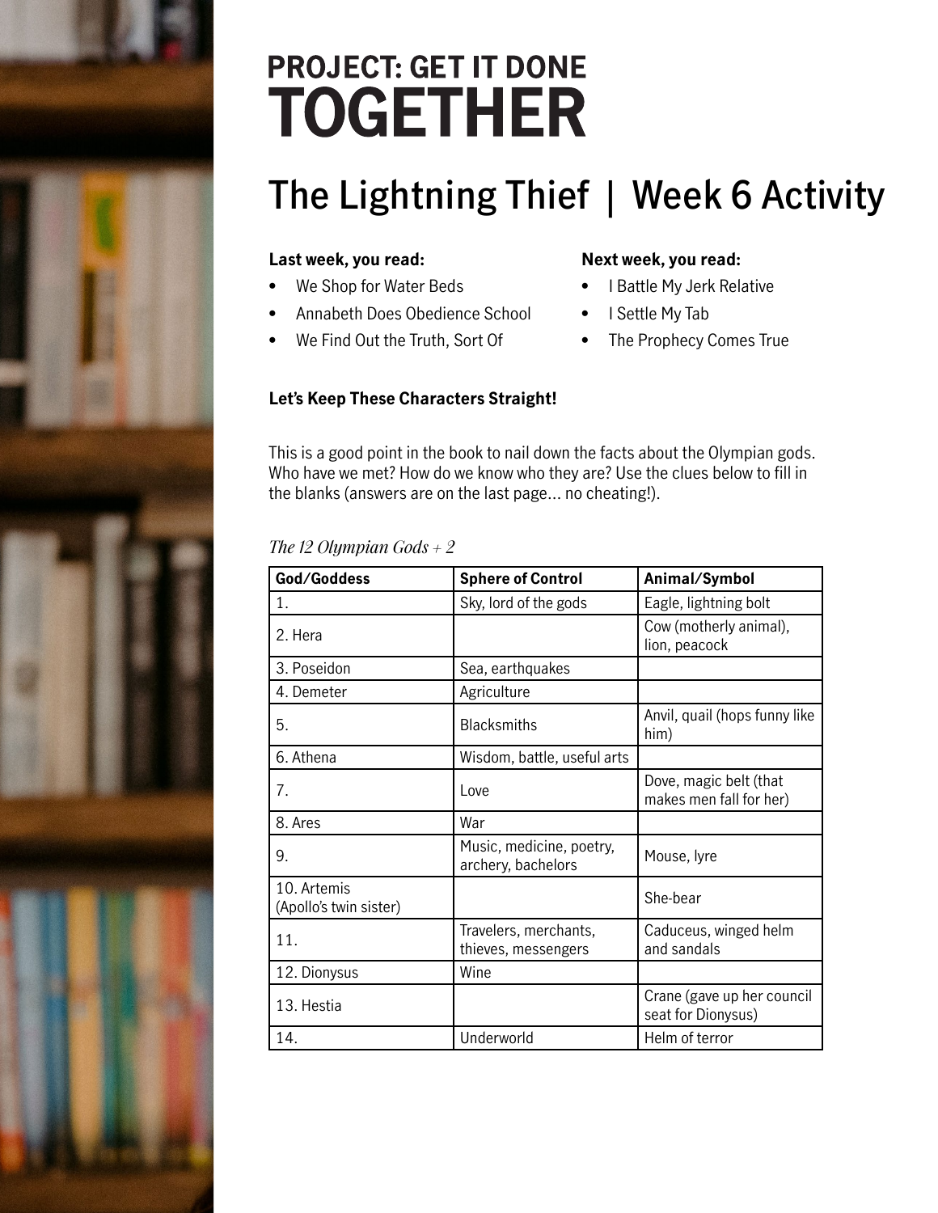# PROJECT: GET IT DONE TOGETHER

## The Lightning Thief | Week 6 Activity

**Last week, you read:**

- We Shop for Water Beds
- Annabeth Does Obedience School
- We Find Out the Truth, Sort Of

**Next week, you read:**

- I Battle My Jerk Relative
- I Settle My Tab
- The Prophecy Comes True

**Let's Keep These Characters Straight!**

This is a good point in the book to nail down the facts about the Olympian gods. Who have we met? How do we know who they are? Use the clues below to fill in the blanks (answers are on the last page... no cheating!).

*The 12 Olympian Gods + 2*

| God/Goddess | Sphere of Control | Animal/Symbol |
|---|---|---|
| 1. | Sky, lord of the gods | Eagle, lightning bolt |
| 2. Hera | | Cow (motherly animal), lion, peacock |
| 3. Poseidon | Sea, earthquakes | |
| 4. Demeter | Agriculture | |
| 5. | Blacksmiths | Anvil, quail (hops funny like him) |
| 6. Athena | Wisdom, battle, useful arts | |
| 7. | Love | Dove, magic belt (that makes men fall for her) |
| 8. Ares | War | |
| 9. | Music, medicine, poetry, archery, bachelors | Mouse, lyre |
| 10. Artemis (Apollo's twin sister) | | She-bear |
| 11. | Travelers, merchants, thieves, messengers | Caduceus, winged helm and sandals |
| 12. Dionysus | Wine | |
| 13. Hestia | | Crane (gave up her council seat for Dionysus) |
| 14. | Underworld | Helm of terror |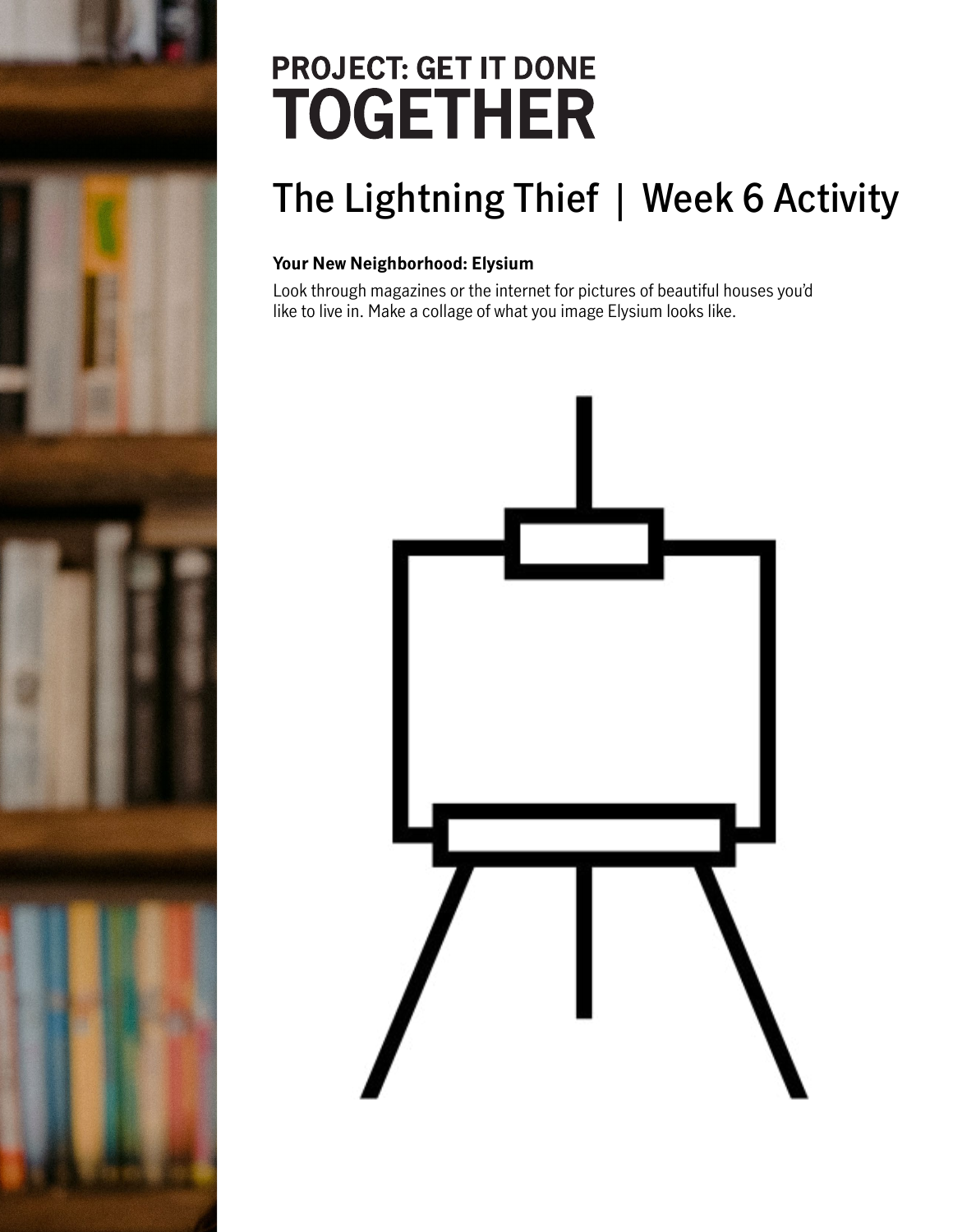# PROJECT: GET IT DONE TOGETHER

## The Lightning Thief | Week 6 Activity

**Your New Neighborhood: Elysium**

Look through magazines or the internet for pictures of beautiful houses you'd like to live in. Make a collage of what you image Elysium looks like.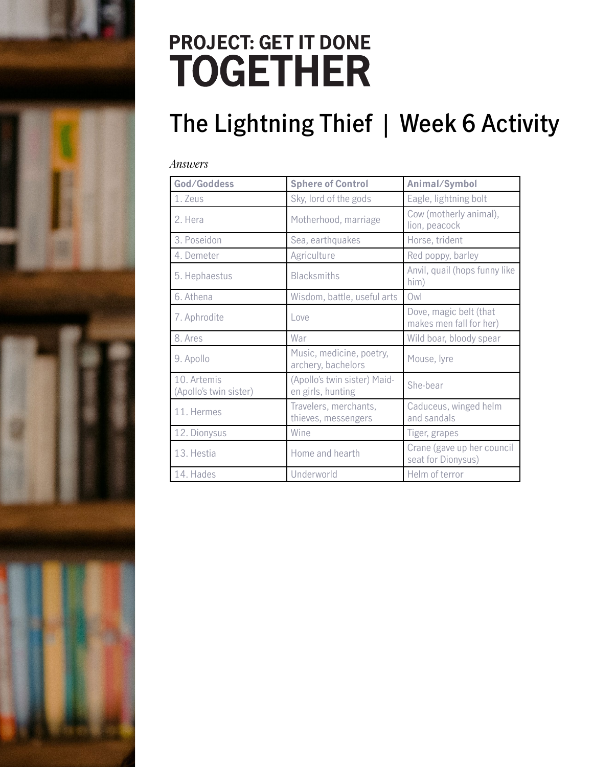# PROJECT: GET IT DONE TOGETHER

## The Lightning Thief | Week 6 Activity

*Answers*

| God/Goddess | Sphere of Control | Animal/Symbol |
|---|---|---|
| 1. Zeus | Sky, lord of the gods | Eagle, lightning bolt |
| 2. Hera | Motherhood, marriage | Cow (motherly animal), lion, peacock |
| 3. Poseidon | Sea, earthquakes | Horse, trident |
| 4. Demeter | Agriculture | Red poppy, barley |
| 5. Hephaestus | Blacksmiths | Anvil, quail (hops funny like him) |
| 6. Athena | Wisdom, battle, useful arts | Owl |
| 7. Aphrodite | Love | Dove, magic belt (that makes men fall for her) |
| 8. Ares | War | Wild boar, bloody spear |
| 9. Apollo | Music, medicine, poetry, archery, bachelors | Mouse, lyre |
| 10. Artemis (Apollo's twin sister) | (Apollo's twin sister) Maiden girls, hunting | She-bear |
| 11. Hermes | Travelers, merchants, thieves, messengers | Caduceus, winged helm and sandals |
| 12. Dionysus | Wine | Tiger, grapes |
| 13. Hestia | Home and hearth | Crane (gave up her council seat for Dionysus) |
| 14. Hades | Underworld | Helm of terror |